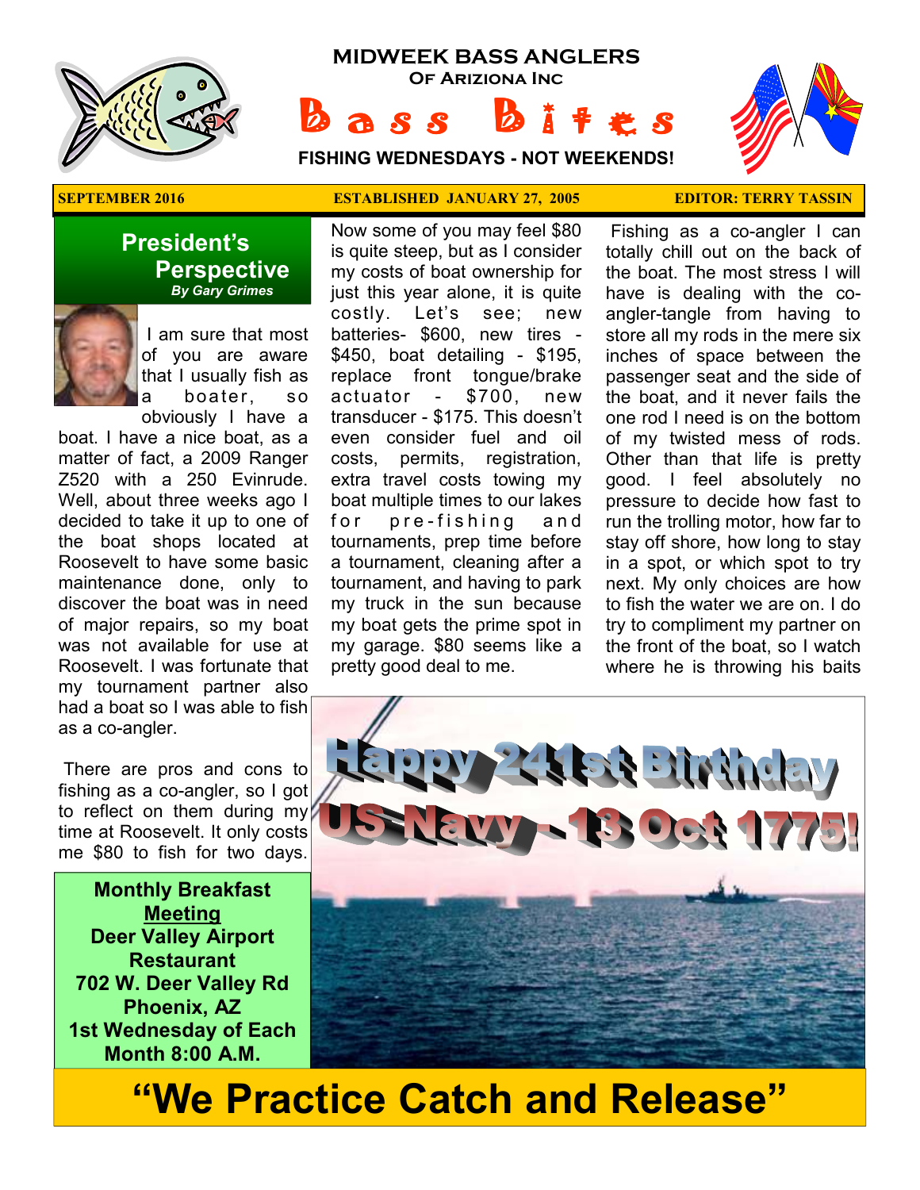# MIDWEEK BASS ANGLERS

**Of Ariziona Inc**

# Bass Bites

**FISHING WEDNESDAYS - NOT WEEKENDS!**

**SEPTEMBER 2016** | **ESTABLISHED JANUARY 27, 2005** | **EDITOR: TERRY TASSIN**

## President's Perspective

***By Gary Grimes***

I am sure that most of you are aware that I usually fish as a boater, so obviously I have a boat. I have a nice boat, as a matter of fact, a 2009 Ranger Z520 with a 250 Evinrude. Well, about three weeks ago I decided to take it up to one of the boat shops located at Roosevelt to have some basic maintenance done, only to discover the boat was in need of major repairs, so my boat was not available for use at Roosevelt. I was fortunate that my tournament partner also had a boat so I was able to fish as a co-angler.

There are pros and cons to fishing as a co-angler, so I got to reflect on them during my time at Roosevelt. It only costs me $80 to fish for two days. Now some of you may feel $80 is quite steep, but as I consider my costs of boat ownership for just this year alone, it is quite costly. Let's see; new batteries- $600, new tires - $450, boat detailing - $195, replace front tongue/brake actuator - $700, new transducer - $175. This doesn't even consider fuel and oil costs, permits, registration, extra travel costs towing my boat multiple times to our lakes for pre-fishing and tournaments, prep time before a tournament, cleaning after a tournament, and having to park my truck in the sun because my boat gets the prime spot in my garage. $80 seems like a pretty good deal to me.

Fishing as a co-angler I can totally chill out on the back of the boat. The most stress I will have is dealing with the co-angler-tangle from having to store all my rods in the mere six inches of space between the passenger seat and the side of the boat, and it never fails the one rod I need is on the bottom of my twisted mess of rods. Other than that life is pretty good. I feel absolutely no pressure to decide how fast to run the trolling motor, how far to stay off shore, how long to stay in a spot, or which spot to try next. My only choices are how to fish the water we are on. I do try to compliment my partner on the front of the boat, so I watch where he is throwing his baits

**Monthly Breakfast Meeting**
**Deer Valley Airport Restaurant**
**702 W. Deer Valley Rd**
**Phoenix, AZ**
**1st Wednesday of Each Month 8:00 A.M.**

**Happy 241st Birthday US Navy - 13 Oct 1775!**

## "We Practice Catch and Release"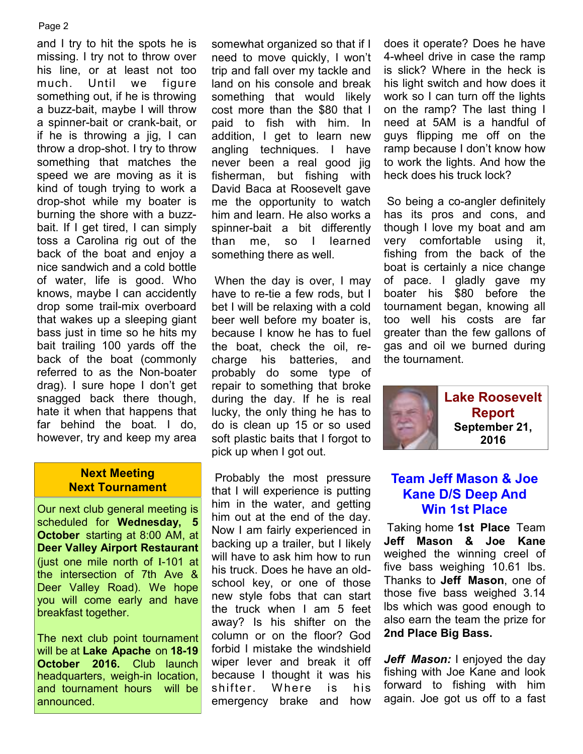and I try to hit the spots he is missing. I try not to throw over his line, or at least not too much. Until we figure something out, if he is throwing a buzz-bait, maybe I will throw a spinner-bait or crank-bait, or if he is throwing a jig, I can throw a drop-shot. I try to throw something that matches the speed we are moving as it is kind of tough trying to work a drop-shot while my boater is burning the shore with a buzz-bait. If I get tired, I can simply toss a Carolina rig out of the back of the boat and enjoy a nice sandwich and a cold bottle of water, life is good. Who knows, maybe I can accidently drop some trail-mix overboard that wakes up a sleeping giant bass just in time so he hits my bait trailing 100 yards off the back of the boat (commonly referred to as the Non-boater drag). I sure hope I don't get snagged back there though, hate it when that happens that far behind the boat. I do, however, try and keep my area somewhat organized so that if I need to move quickly, I won't trip and fall over my tackle and land on his console and break something that would likely cost more than the $80 that I paid to fish with him. In addition, I get to learn new angling techniques. I have never been a real good jig fisherman, but fishing with David Baca at Roosevelt gave me the opportunity to watch him and learn. He also works a spinner-bait a bit differently than me, so I learned something there as well.

When the day is over, I may have to re-tie a few rods, but I bet I will be relaxing with a cold beer well before my boater is, because I know he has to fuel the boat, check the oil, re-charge his batteries, and probably do some type of repair to something that broke during the day. If he is real lucky, the only thing he has to do is clean up 15 or so used soft plastic baits that I forgot to pick up when I got out.

Probably the most pressure that I will experience is putting him in the water, and getting him out at the end of the day. Now I am fairly experienced in backing up a trailer, but I likely will have to ask him how to run his truck. Does he have an old-school key, or one of those new style fobs that can start the truck when I am 5 feet away? Is his shifter on the column or on the floor? God forbid I mistake the windshield wiper lever and break it off because I thought it was his shifter. Where is his emergency brake and how does it operate? Does he have 4-wheel drive in case the ramp is slick? Where in the heck is his light switch and how does it work so I can turn off the lights on the ramp? The last thing I need at 5AM is a handful of guys flipping me off on the ramp because I don't know how to work the lights. And how the heck does his truck lock?

So being a co-angler definitely has its pros and cons, and though I love my boat and am very comfortable using it, fishing from the back of the boat is certainly a nice change of pace. I gladly gave my boater his $80 before the tournament began, knowing all too well his costs are far greater than the few gallons of gas and oil we burned during the tournament.

### Next Meeting
### Next Tournament

Our next club general meeting is scheduled for **Wednesday, 5 October** starting at 8:00 AM, at **Deer Valley Airport Restaurant** (just one mile north of I-101 at the intersection of 7th Ave & Deer Valley Road). We hope you will come early and have breakfast together.

The next club point tournament will be at **Lake Apache** on **18-19 October 2016.** Club launch headquarters, weigh-in location, and tournament hours will be announced.

## Lake Roosevelt Report
**September 21, 2016**

### Team Jeff Mason & Joe Kane D/S Deep And Win 1st Place

Taking home **1st Place** Team **Jeff Mason & Joe Kane** weighed the winning creel of five bass weighing 10.61 lbs. Thanks to **Jeff Mason**, one of those five bass weighed 3.14 lbs which was good enough to also earn the team the prize for **2nd Place Big Bass.**

***Jeff Mason:*** I enjoyed the day fishing with Joe Kane and look forward to fishing with him again. Joe got us off to a fast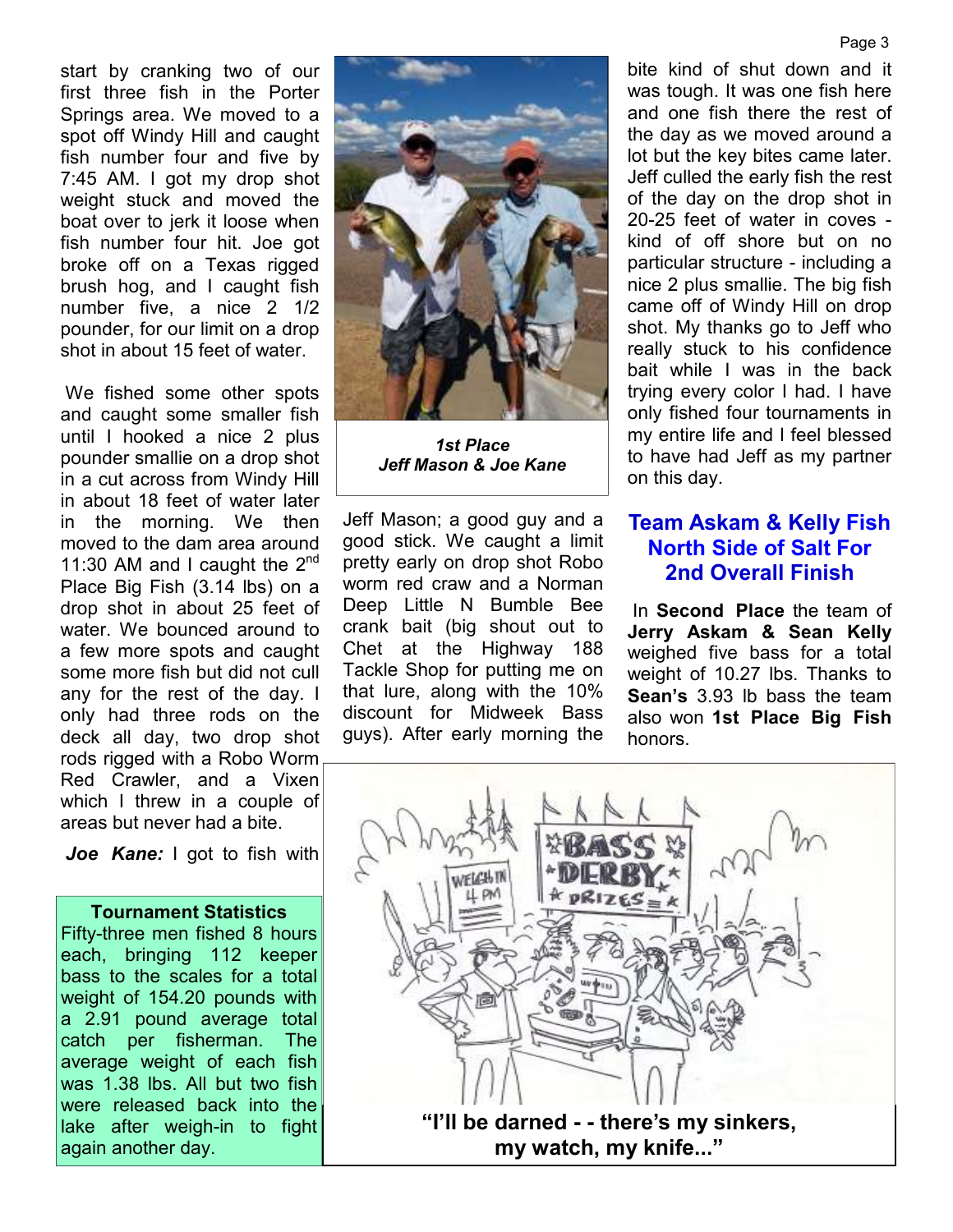start by cranking two of our first three fish in the Porter Springs area. We moved to a spot off Windy Hill and caught fish number four and five by 7:45 AM. I got my drop shot weight stuck and moved the boat over to jerk it loose when fish number four hit. Joe got broke off on a Texas rigged brush hog, and I caught fish number five, a nice 2 1/2 pounder, for our limit on a drop shot in about 15 feet of water.

We fished some other spots and caught some smaller fish until I hooked a nice 2 plus pounder smallie on a drop shot in a cut across from Windy Hill in about 18 feet of water later in the morning. We then moved to the dam area around 11:30 AM and I caught the 2nd Place Big Fish (3.14 lbs) on a drop shot in about 25 feet of water. We bounced around to a few more spots and caught some more fish but did not cull any for the rest of the day. I only had three rods on the deck all day, two drop shot rods rigged with a Robo Worm Red Crawler, and a Vixen which I threw in a couple of areas but never had a bite.

***Joe Kane:*** I got to fish with

*1st Place*
*Jeff Mason & Joe Kane*

Jeff Mason; a good guy and a good stick. We caught a limit pretty early on drop shot Robo worm red craw and a Norman Deep Little N Bumble Bee crank bait (big shout out to Chet at the Highway 188 Tackle Shop for putting me on that lure, along with the 10% discount for Midweek Bass guys). After early morning the bite kind of shut down and it was tough. It was one fish here and one fish there the rest of the day as we moved around a lot but the key bites came later. Jeff culled the early fish the rest of the day on the drop shot in 20-25 feet of water in coves - kind of off shore but on no particular structure - including a nice 2 plus smallie. The big fish came off of Windy Hill on drop shot. My thanks go to Jeff who really stuck to his confidence bait while I was in the back trying every color I had. I have only fished four tournaments in my entire life and I feel blessed to have had Jeff as my partner on this day.

## Team Askam & Kelly Fish North Side of Salt For 2nd Overall Finish

In **Second Place** the team of **Jerry Askam & Sean Kelly** weighed five bass for a total weight of 10.27 lbs. Thanks to **Sean's** 3.93 lb bass the team also won **1st Place Big Fish** honors.

**Tournament Statistics**

Fifty-three men fished 8 hours each, bringing 112 keeper bass to the scales for a total weight of 154.20 pounds with a 2.91 pound average total catch per fisherman. The average weight of each fish was 1.38 lbs. All but two fish were released back into the lake after weigh-in to fight again another day.

**"I'll be darned - - there's my sinkers, my watch, my knife..."**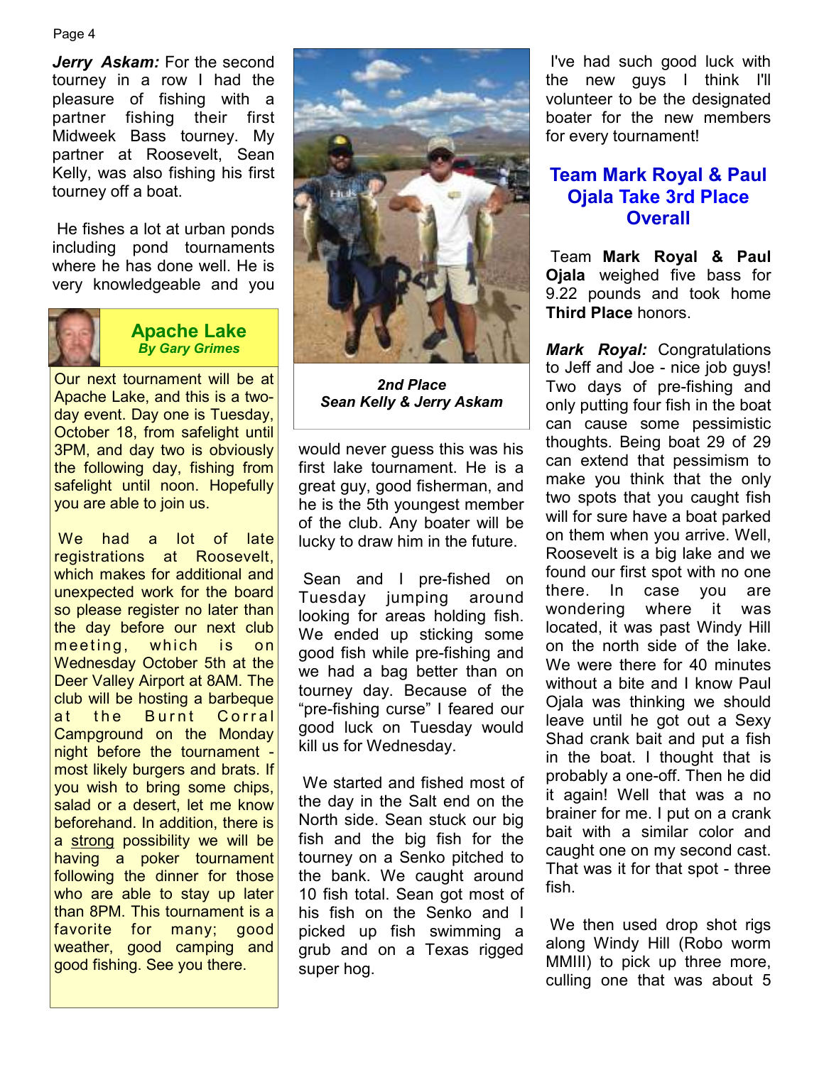***Jerry Askam:*** For the second tourney in a row I had the pleasure of fishing with a partner fishing their first Midweek Bass tourney. My partner at Roosevelt, Sean Kelly, was also fishing his first tourney off a boat.

He fishes a lot at urban ponds including pond tournaments where he has done well. He is very knowledgeable and you would never guess this was his first lake tournament. He is a great guy, good fisherman, and he is the 5th youngest member of the club. Any boater will be lucky to draw him in the future.

Sean and I pre-fished on Tuesday jumping around looking for areas holding fish. We ended up sticking some good fish while pre-fishing and we had a bag better than on tourney day. Because of the "pre-fishing curse" I feared our good luck on Tuesday would kill us for Wednesday.

We started and fished most of the day in the Salt end on the North side. Sean stuck our big fish and the big fish for the tourney on a Senko pitched to the bank. We caught around 10 fish total. Sean got most of his fish on the Senko and I picked up fish swimming a grub and on a Texas rigged super hog.

I've had such good luck with the new guys I think I'll volunteer to be the designated boater for the new members for every tournament!

***2nd Place***
***Sean Kelly & Jerry Askam***

## Apache Lake
***By Gary Grimes***

Our next tournament will be at Apache Lake, and this is a two-day event. Day one is Tuesday, October 18, from safelight until 3PM, and day two is obviously the following day, fishing from safelight until noon. Hopefully you are able to join us.

We had a lot of late registrations at Roosevelt, which makes for additional and unexpected work for the board so please register no later than the day before our next club meeting, which is on Wednesday October 5th at the Deer Valley Airport at 8AM. The club will be hosting a barbeque at the Burnt Corral Campground on the Monday night before the tournament - most likely burgers and brats. If you wish to bring some chips, salad or a desert, let me know beforehand. In addition, there is a strong possibility we will be having a poker tournament following the dinner for those who are able to stay up later than 8PM. This tournament is a favorite for many; good weather, good camping and good fishing. See you there.

## Team Mark Royal & Paul Ojala Take 3rd Place Overall

Team **Mark Royal & Paul Ojala** weighed five bass for 9.22 pounds and took home **Third Place** honors.

***Mark Royal:*** Congratulations to Jeff and Joe - nice job guys! Two days of pre-fishing and only putting four fish in the boat can cause some pessimistic thoughts. Being boat 29 of 29 can extend that pessimism to make you think that the only two spots that you caught fish will for sure have a boat parked on them when you arrive. Well, Roosevelt is a big lake and we found our first spot with no one there. In case you are wondering where it was located, it was past Windy Hill on the north side of the lake. We were there for 40 minutes without a bite and I know Paul Ojala was thinking we should leave until he got out a Sexy Shad crank bait and put a fish in the boat. I thought that is probably a one-off. Then he did it again! Well that was a no brainer for me. I put on a crank bait with a similar color and caught one on my second cast. That was it for that spot - three fish.

We then used drop shot rigs along Windy Hill (Robo worm MMIII) to pick up three more, culling one that was about 5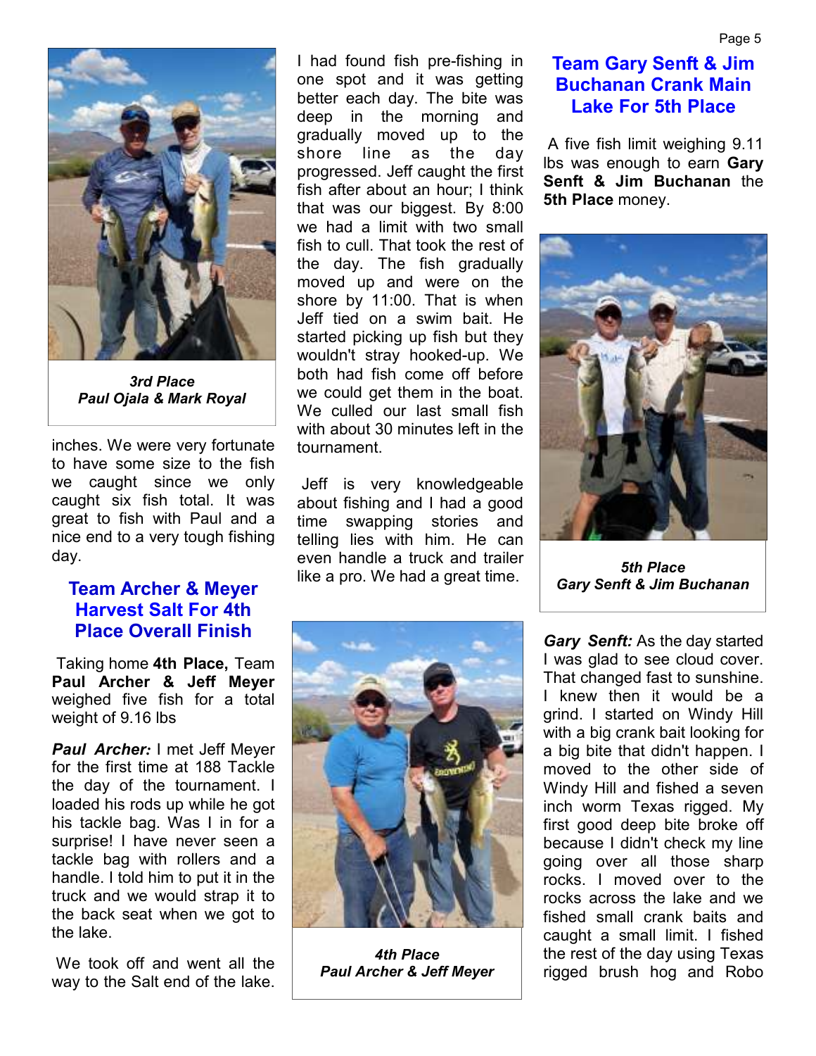*3rd Place*
*Paul Ojala & Mark Royal*

inches. We were very fortunate to have some size to the fish we caught since we only caught six fish total. It was great to fish with Paul and a nice end to a very tough fishing day.

## Team Archer & Meyer Harvest Salt For 4th Place Overall Finish

Taking home **4th Place,** Team **Paul Archer & Jeff Meyer** weighed five fish for a total weight of 9.16 lbs

***Paul Archer:*** I met Jeff Meyer for the first time at 188 Tackle the day of the tournament. I loaded his rods up while he got his tackle bag. Was I in for a surprise! I have never seen a tackle bag with rollers and a handle. I told him to put it in the truck and we would strap it to the back seat when we got to the lake.

We took off and went all the way to the Salt end of the lake. I had found fish pre-fishing in one spot and it was getting better each day. The bite was deep in the morning and gradually moved up to the shore line as the day progressed. Jeff caught the first fish after about an hour; I think that was our biggest. By 8:00 we had a limit with two small fish to cull. That took the rest of the day. The fish gradually moved up and were on the shore by 11:00. That is when Jeff tied on a swim bait. He started picking up fish but they wouldn't stray hooked-up. We both had fish come off before we could get them in the boat. We culled our last small fish with about 30 minutes left in the tournament.

Jeff is very knowledgeable about fishing and I had a good time swapping stories and telling lies with him. He can even handle a truck and trailer like a pro. We had a great time.

*4th Place*
*Paul Archer & Jeff Meyer*

## Team Gary Senft & Jim Buchanan Crank Main Lake For 5th Place

A five fish limit weighing 9.11 lbs was enough to earn **Gary Senft & Jim Buchanan** the **5th Place** money.

*5th Place*
*Gary Senft & Jim Buchanan*

***Gary Senft:*** As the day started I was glad to see cloud cover. That changed fast to sunshine. I knew then it would be a grind. I started on Windy Hill with a big crank bait looking for a big bite that didn't happen. I moved to the other side of Windy Hill and fished a seven inch worm Texas rigged. My first good deep bite broke off because I didn't check my line going over all those sharp rocks. I moved over to the rocks across the lake and we fished small crank baits and caught a small limit. I fished the rest of the day using Texas rigged brush hog and Robo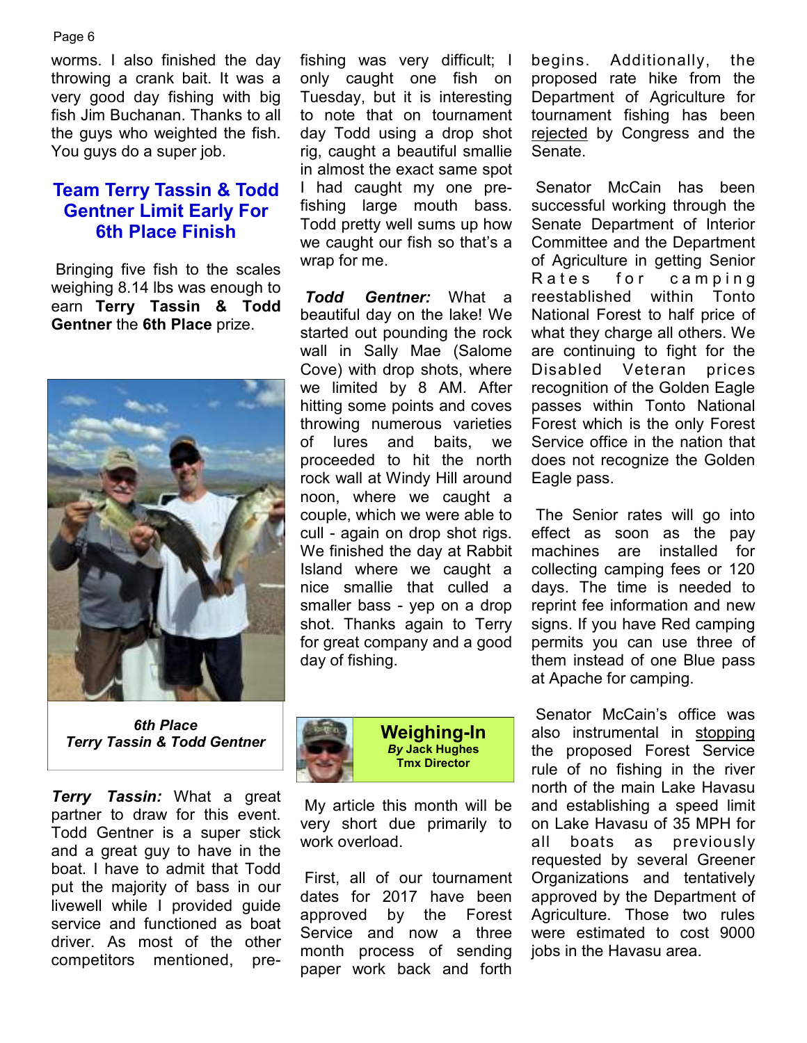worms. I also finished the day throwing a crank bait. It was a very good day fishing with big fish Jim Buchanan. Thanks to all the guys who weighted the fish. You guys do a super job.

## Team Terry Tassin & Todd Gentner Limit Early For 6th Place Finish

Bringing five fish to the scales weighing 8.14 lbs was enough to earn **Terry Tassin & Todd Gentner** the **6th Place** prize.

***6th Place***
***Terry Tassin & Todd Gentner***

***Terry Tassin:*** What a great partner to draw for this event. Todd Gentner is a super stick and a great guy to have in the boat. I have to admit that Todd put the majority of bass in our livewell while I provided guide service and functioned as boat driver. As most of the other competitors mentioned, pre-fishing was very difficult; I only caught one fish on Tuesday, but it is interesting to note that on tournament day Todd using a drop shot rig, caught a beautiful smallie in almost the exact same spot I had caught my one pre-fishing large mouth bass. Todd pretty well sums up how we caught our fish so that's a wrap for me.

***Todd Gentner:*** What a beautiful day on the lake! We started out pounding the rock wall in Sally Mae (Salome Cove) with drop shots, where we limited by 8 AM. After hitting some points and coves throwing numerous varieties of lures and baits, we proceeded to hit the north rock wall at Windy Hill around noon, where we caught a couple, which we were able to cull - again on drop shot rigs. We finished the day at Rabbit Island where we caught a nice smallie that culled a smaller bass - yep on a drop shot. Thanks again to Terry for great company and a good day of fishing.

## Weighing-In

***By* Jack Hughes**
**Tmx Director**

My article this month will be very short due primarily to work overload.

First, all of our tournament dates for 2017 have been approved by the Forest Service and now a three month process of sending paper work back and forth begins. Additionally, the proposed rate hike from the Department of Agriculture for tournament fishing has been rejected by Congress and the Senate.

Senator McCain has been successful working through the Senate Department of Interior Committee and the Department of Agriculture in getting Senior Rates for camping reestablished within Tonto National Forest to half price of what they charge all others. We are continuing to fight for the Disabled Veteran prices recognition of the Golden Eagle passes within Tonto National Forest which is the only Forest Service office in the nation that does not recognize the Golden Eagle pass.

The Senior rates will go into effect as soon as the pay machines are installed for collecting camping fees or 120 days. The time is needed to reprint fee information and new signs. If you have Red camping permits you can use three of them instead of one Blue pass at Apache for camping.

Senator McCain's office was also instrumental in stopping the proposed Forest Service rule of no fishing in the river north of the main Lake Havasu and establishing a speed limit on Lake Havasu of 35 MPH for all boats as previously requested by several Greener Organizations and tentatively approved by the Department of Agriculture. Those two rules were estimated to cost 9000 jobs in the Havasu area.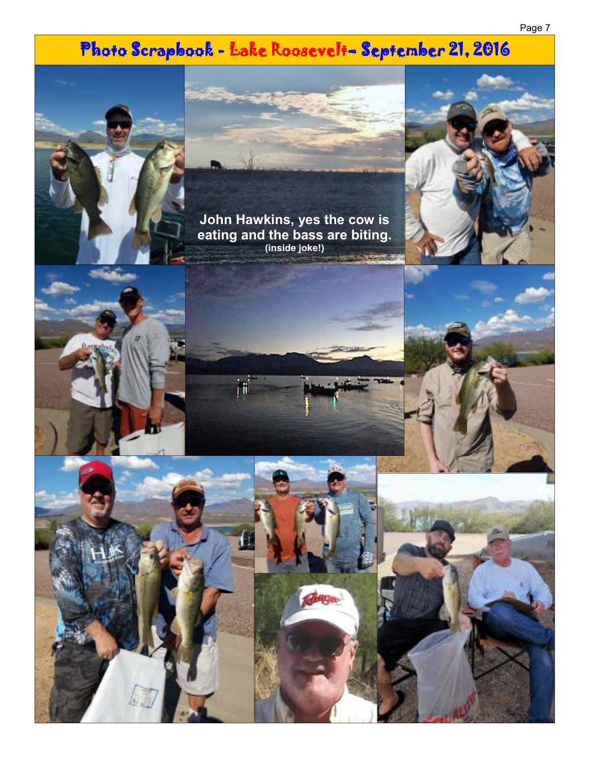# Photo Scrapbook - Lake Roosevelt- September 21, 2016

**John Hawkins, yes the cow is eating and the bass are biting.**
**(inside joke!)**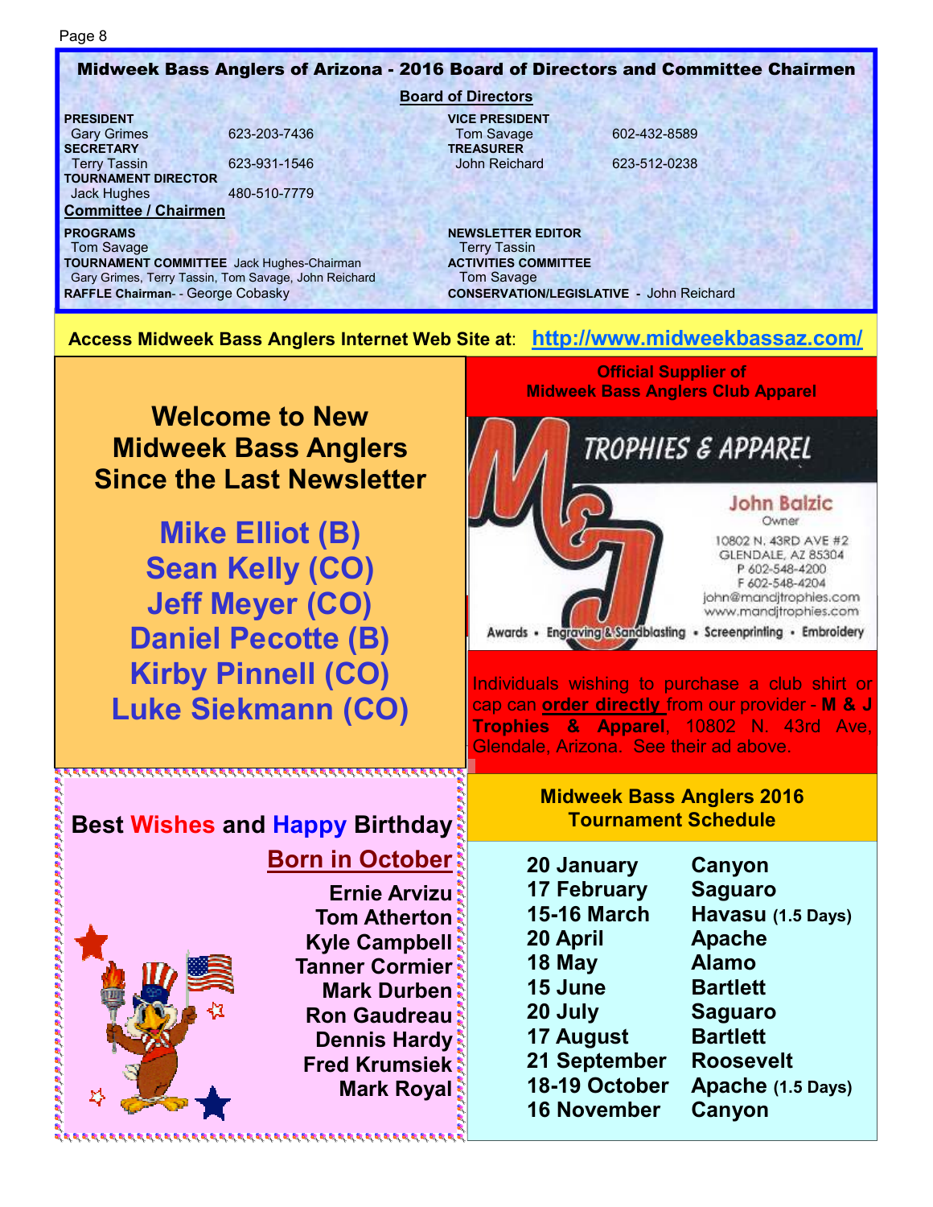## Midweek Bass Anglers of Arizona - 2016 Board of Directors and Committee Chairmen

### Board of Directors

**PRESIDENT**
Gary Grimes 623-203-7436

**VICE PRESIDENT**
Tom Savage 602-432-8589

**SECRETARY**
Terry Tassin 623-931-1546

**TREASURER**
John Reichard 623-512-0238

**TOURNAMENT DIRECTOR**
Jack Hughes 480-510-7779

### Committee / Chairmen

**PROGRAMS**
Tom Savage

**NEWSLETTER EDITOR**
Terry Tassin

**TOURNAMENT COMMITTEE** Jack Hughes-Chairman
Gary Grimes, Terry Tassin, Tom Savage, John Reichard

**ACTIVITIES COMMITTEE**
Tom Savage

**RAFFLE Chairman**- - George Cobasky

**CONSERVATION/LEGISLATIVE** - John Reichard

**Access Midweek Bass Anglers Internet Web Site at**: http://www.midweekbassaz.com/

## Welcome to New Midweek Bass Anglers Since the Last Newsletter

**Mike Elliot (B)**
**Sean Kelly (CO)**
**Jeff Meyer (CO)**
**Daniel Pecotte (B)**
**Kirby Pinnell (CO)**
**Luke Siekmann (CO)**

**Official Supplier of Midweek Bass Anglers Club Apparel**

TROPHIES & APPAREL

John Balzic
Owner
10802 N. 43RD AVE #2
GLENDALE, AZ 85304
P 602-548-4200
F 602-548-4204
john@mandjtrophies.com
www.mandjtrophies.com

Awards • Engraving & Sandblasting • Screenprinting • Embroidery

Individuals wishing to purchase a club shirt or cap can **order directly** from our provider - **M & J Trophies & Apparel**, 10802 N. 43rd Ave, Glendale, Arizona. See their ad above.

## Best Wishes and Happy Birthday

### Born in October

**Ernie Arvizu**
**Tom Atherton**
**Kyle Campbell**
**Tanner Cormier**
**Mark Durben**
**Ron Gaudreau**
**Dennis Hardy**
**Fred Krumsiek**
**Mark Royal**

## Midweek Bass Anglers 2016 Tournament Schedule

| | |
|---|---|
| 20 January | Canyon |
| 17 February | Saguaro |
| 15-16 March | Havasu (1.5 Days) |
| 20 April | Apache |
| 18 May | Alamo |
| 15 June | Bartlett |
| 20 July | Saguaro |
| 17 August | Bartlett |
| 21 September | Roosevelt |
| 18-19 October | Apache (1.5 Days) |
| 16 November | Canyon |